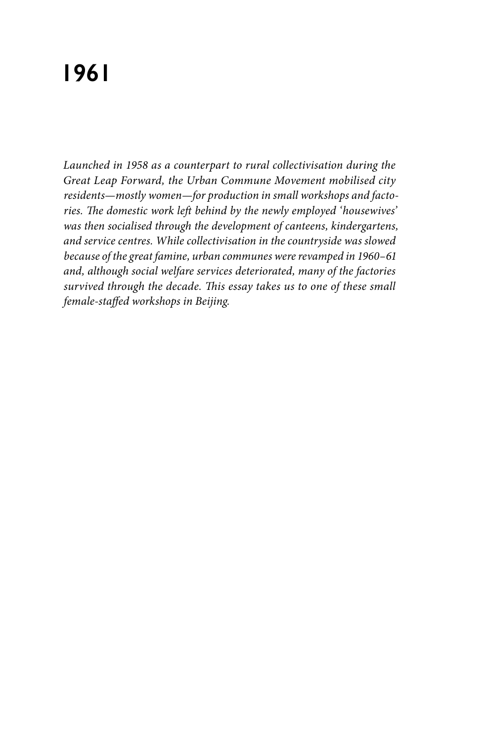# 1961

*Launched in 1958 as a counterpart to rural collectivisation during the Great Leap Forward, the Urban Commune Movement mobilised city residents—mostly women—for production in small workshops and factories. The domestic work left behind by the newly employed 'housewives' was then socialised through the development of canteens, kindergartens, and service centres. While collectivisation in the countryside was slowed because of the great famine, urban communes were revamped in 1960–61 and, although social welfare services deteriorated, many of the factories survived through the decade. This essay takes us to one of these small female-staffed workshops in Beijing.*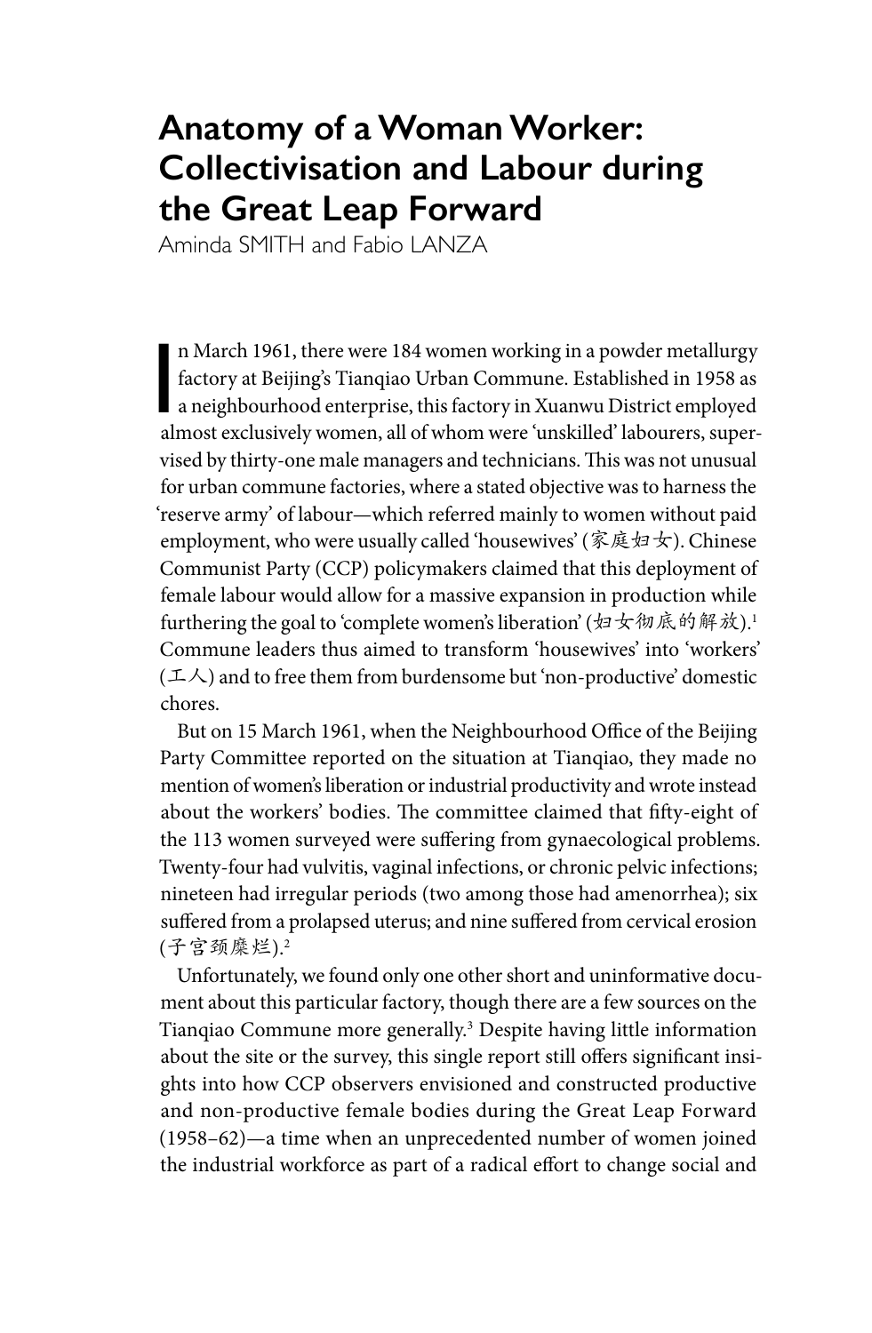# Anatomy of a Woman Worker: Collectivisation and Labour during the Great Leap Forward

Aminda SMITH and Fabio LANZA

In March 1961, there were 184 women working in a powder metallurgy factory at Beijing's Tianqiao Urban Commune. Established in 1958 as a neighbourhood enterprise, this factory in Xuanwu District employed almost exclusively women, all of whom were 'unskilled' labourers, supervised by thirty-one male managers and technicians. This was not unusual for urban commune factories, where a stated objective was to harness the 'reserve army' of labour—which referred mainly to women without paid employment, who were usually called 'housewives' (家庭妇女). Chinese Communist Party (CCP) policymakers claimed that this deployment of female labour would allow for a massive expansion in production while furthering the goal to 'complete women's liberation' (妇女彻底的解放).[1] Commune leaders thus aimed to transform 'housewives' into 'workers' (工人) and to free them from burdensome but 'non-productive' domestic chores.

But on 15 March 1961, when the Neighbourhood Office of the Beijing Party Committee reported on the situation at Tianqiao, they made no mention of women's liberation or industrial productivity and wrote instead about the workers' bodies. The committee claimed that fifty-eight of the 113 women surveyed were suffering from gynaecological problems. Twenty-four had vulvitis, vaginal infections, or chronic pelvic infections; nineteen had irregular periods (two among those had amenorrhea); six suffered from a prolapsed uterus; and nine suffered from cervical erosion (子宫颈糜烂).[2]

Unfortunately, we found only one other short and uninformative document about this particular factory, though there are a few sources on the Tianqiao Commune more generally.[3] Despite having little information about the site or the survey, this single report still offers significant insights into how CCP observers envisioned and constructed productive and non-productive female bodies during the Great Leap Forward (1958–62)—a time when an unprecedented number of women joined the industrial workforce as part of a radical effort to change social and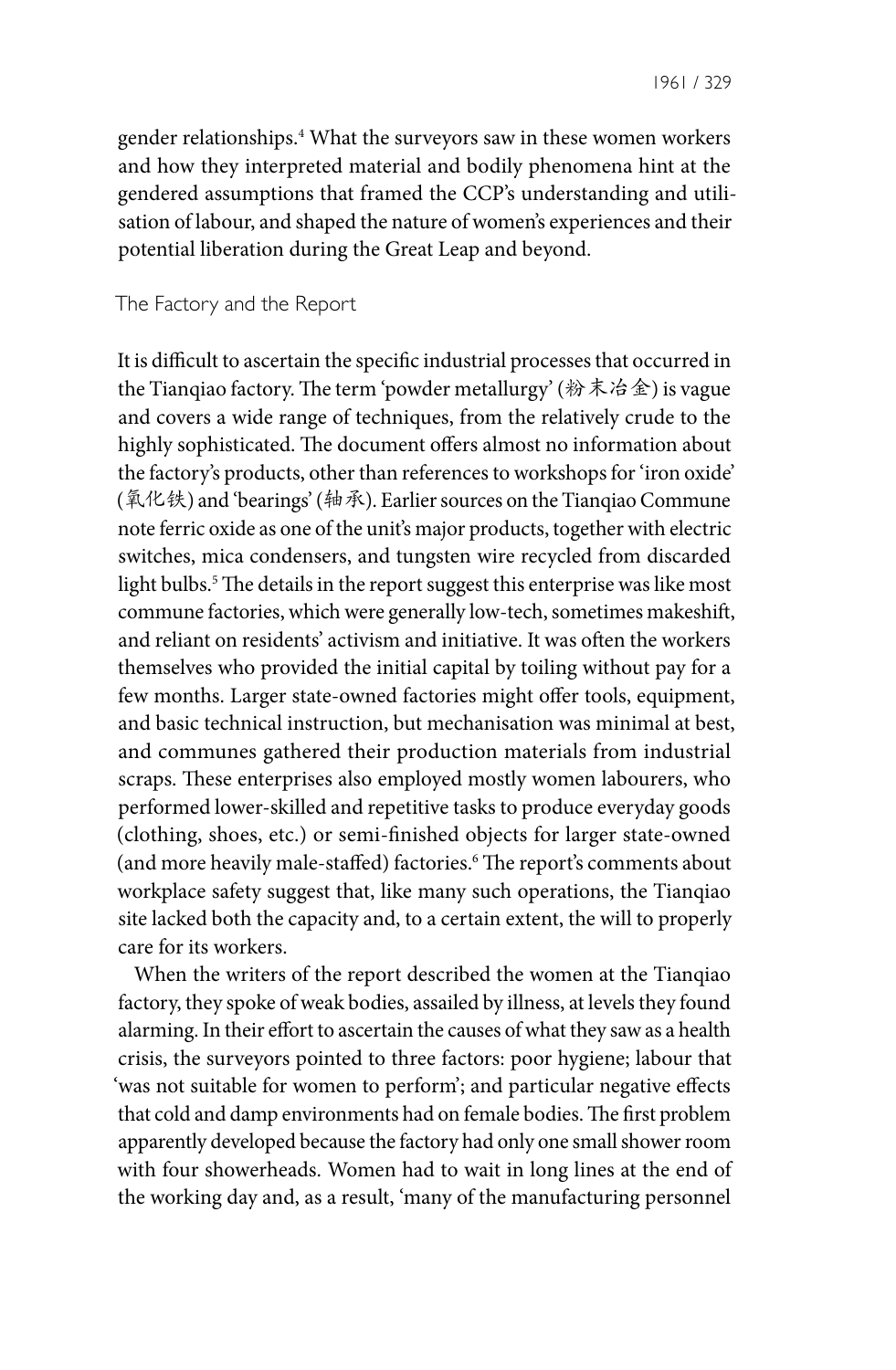gender relationships.[4] What the surveyors saw in these women workers and how they interpreted material and bodily phenomena hint at the gendered assumptions that framed the CCP's understanding and utilisation of labour, and shaped the nature of women's experiences and their potential liberation during the Great Leap and beyond.

## The Factory and the Report

It is difficult to ascertain the specific industrial processes that occurred in the Tianqiao factory. The term 'powder metallurgy' (粉末冶金) is vague and covers a wide range of techniques, from the relatively crude to the highly sophisticated. The document offers almost no information about the factory's products, other than references to workshops for 'iron oxide' (氧化铁) and 'bearings' (轴承). Earlier sources on the Tianqiao Commune note ferric oxide as one of the unit's major products, together with electric switches, mica condensers, and tungsten wire recycled from discarded light bulbs.[5] The details in the report suggest this enterprise was like most commune factories, which were generally low-tech, sometimes makeshift, and reliant on residents' activism and initiative. It was often the workers themselves who provided the initial capital by toiling without pay for a few months. Larger state-owned factories might offer tools, equipment, and basic technical instruction, but mechanisation was minimal at best, and communes gathered their production materials from industrial scraps. These enterprises also employed mostly women labourers, who performed lower-skilled and repetitive tasks to produce everyday goods (clothing, shoes, etc.) or semi-finished objects for larger state-owned (and more heavily male-staffed) factories.[6] The report's comments about workplace safety suggest that, like many such operations, the Tianqiao site lacked both the capacity and, to a certain extent, the will to properly care for its workers.

When the writers of the report described the women at the Tianqiao factory, they spoke of weak bodies, assailed by illness, at levels they found alarming. In their effort to ascertain the causes of what they saw as a health crisis, the surveyors pointed to three factors: poor hygiene; labour that 'was not suitable for women to perform'; and particular negative effects that cold and damp environments had on female bodies. The first problem apparently developed because the factory had only one small shower room with four showerheads. Women had to wait in long lines at the end of the working day and, as a result, 'many of the manufacturing personnel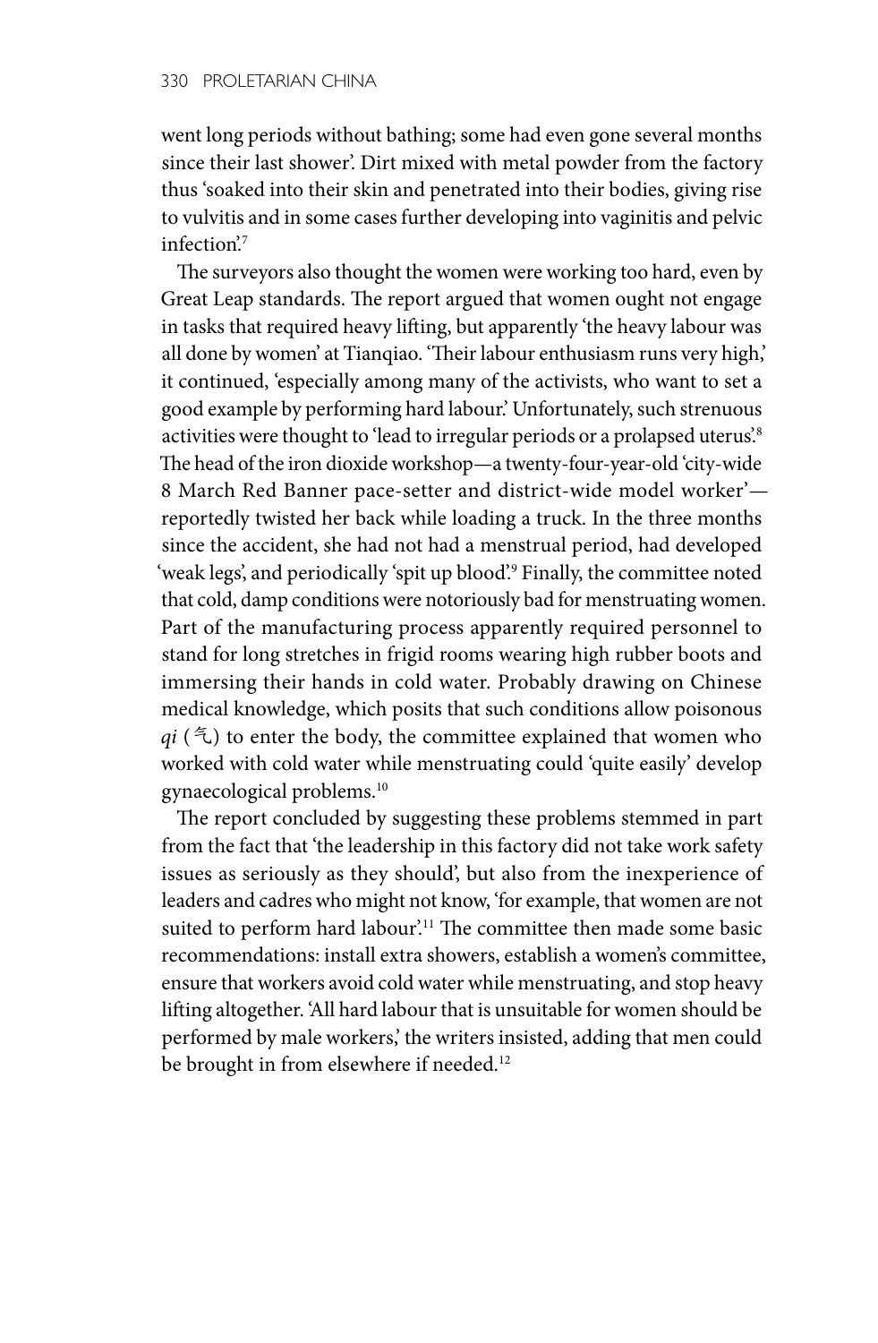went long periods without bathing; some had even gone several months since their last shower'. Dirt mixed with metal powder from the factory thus 'soaked into their skin and penetrated into their bodies, giving rise to vulvitis and in some cases further developing into vaginitis and pelvic infection'.[7]

The surveyors also thought the women were working too hard, even by Great Leap standards. The report argued that women ought not engage in tasks that required heavy lifting, but apparently 'the heavy labour was all done by women' at Tianqiao. 'Their labour enthusiasm runs very high,' it continued, 'especially among many of the activists, who want to set a good example by performing hard labour.' Unfortunately, such strenuous activities were thought to 'lead to irregular periods or a prolapsed uterus'.[8] The head of the iron dioxide workshop—a twenty-four-year-old 'city-wide 8 March Red Banner pace-setter and district-wide model worker'—reportedly twisted her back while loading a truck. In the three months since the accident, she had not had a menstrual period, had developed 'weak legs', and periodically 'spit up blood'.[9] Finally, the committee noted that cold, damp conditions were notoriously bad for menstruating women. Part of the manufacturing process apparently required personnel to stand for long stretches in frigid rooms wearing high rubber boots and immersing their hands in cold water. Probably drawing on Chinese medical knowledge, which posits that such conditions allow poisonous *qi* (气) to enter the body, the committee explained that women who worked with cold water while menstruating could 'quite easily' develop gynaecological problems.[10]

The report concluded by suggesting these problems stemmed in part from the fact that 'the leadership in this factory did not take work safety issues as seriously as they should', but also from the inexperience of leaders and cadres who might not know, 'for example, that women are not suited to perform hard labour'.[11] The committee then made some basic recommendations: install extra showers, establish a women's committee, ensure that workers avoid cold water while menstruating, and stop heavy lifting altogether. 'All hard labour that is unsuitable for women should be performed by male workers,' the writers insisted, adding that men could be brought in from elsewhere if needed.[12]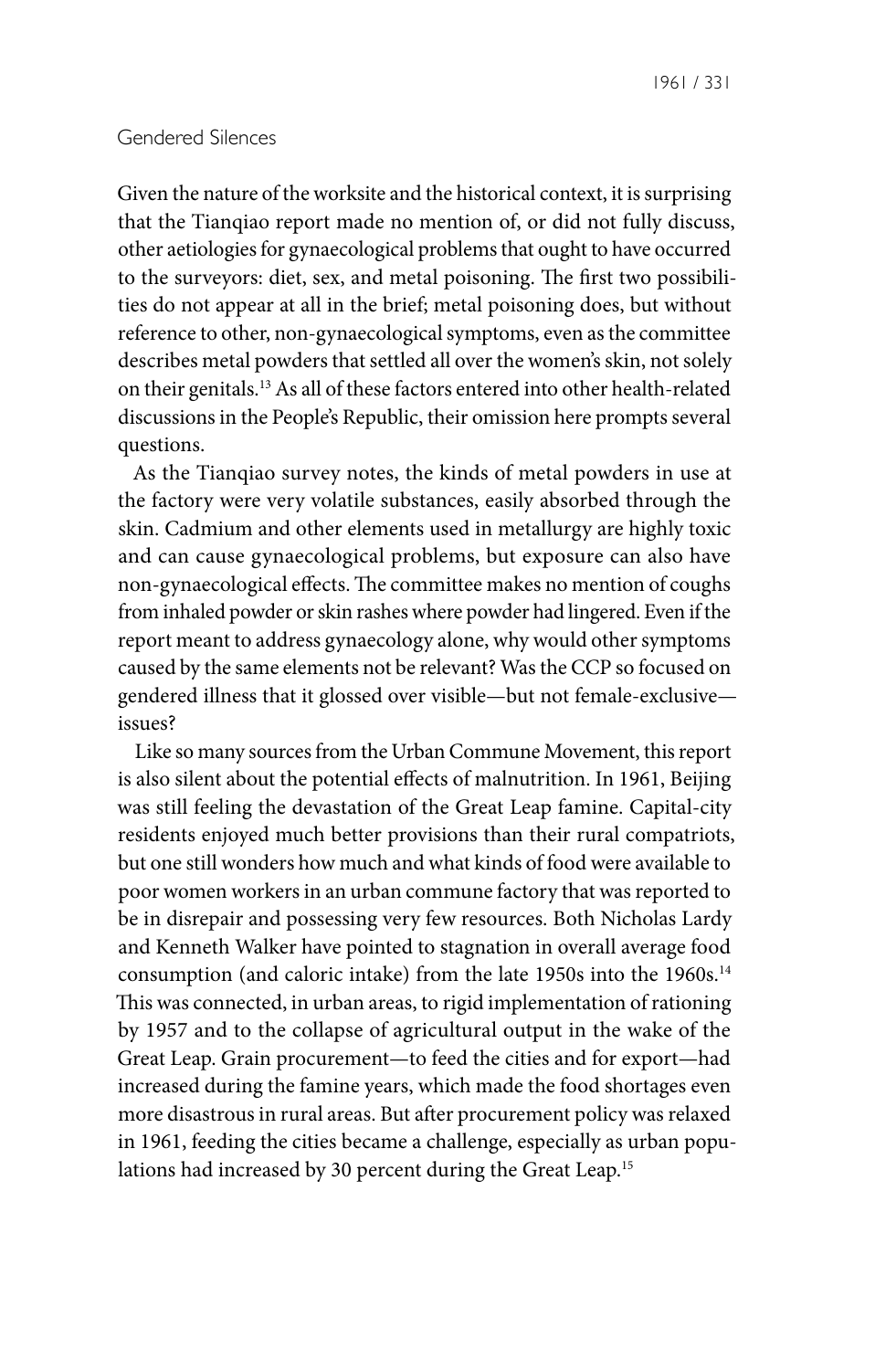## Gendered Silences

Given the nature of the worksite and the historical context, it is surprising that the Tianqiao report made no mention of, or did not fully discuss, other aetiologies for gynaecological problems that ought to have occurred to the surveyors: diet, sex, and metal poisoning. The first two possibilities do not appear at all in the brief; metal poisoning does, but without reference to other, non-gynaecological symptoms, even as the committee describes metal powders that settled all over the women's skin, not solely on their genitals.[13] As all of these factors entered into other health-related discussions in the People's Republic, their omission here prompts several questions.

As the Tianqiao survey notes, the kinds of metal powders in use at the factory were very volatile substances, easily absorbed through the skin. Cadmium and other elements used in metallurgy are highly toxic and can cause gynaecological problems, but exposure can also have non-gynaecological effects. The committee makes no mention of coughs from inhaled powder or skin rashes where powder had lingered. Even if the report meant to address gynaecology alone, why would other symptoms caused by the same elements not be relevant? Was the CCP so focused on gendered illness that it glossed over visible—but not female-exclusive—issues?

Like so many sources from the Urban Commune Movement, this report is also silent about the potential effects of malnutrition. In 1961, Beijing was still feeling the devastation of the Great Leap famine. Capital-city residents enjoyed much better provisions than their rural compatriots, but one still wonders how much and what kinds of food were available to poor women workers in an urban commune factory that was reported to be in disrepair and possessing very few resources. Both Nicholas Lardy and Kenneth Walker have pointed to stagnation in overall average food consumption (and caloric intake) from the late 1950s into the 1960s.[14] This was connected, in urban areas, to rigid implementation of rationing by 1957 and to the collapse of agricultural output in the wake of the Great Leap. Grain procurement—to feed the cities and for export—had increased during the famine years, which made the food shortages even more disastrous in rural areas. But after procurement policy was relaxed in 1961, feeding the cities became a challenge, especially as urban populations had increased by 30 percent during the Great Leap.[15]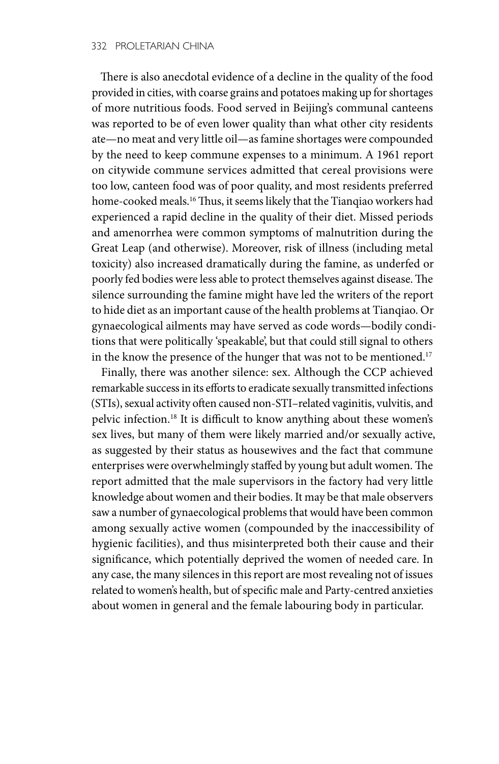There is also anecdotal evidence of a decline in the quality of the food provided in cities, with coarse grains and potatoes making up for shortages of more nutritious foods. Food served in Beijing's communal canteens was reported to be of even lower quality than what other city residents ate—no meat and very little oil—as famine shortages were compounded by the need to keep commune expenses to a minimum. A 1961 report on citywide commune services admitted that cereal provisions were too low, canteen food was of poor quality, and most residents preferred home-cooked meals.[16] Thus, it seems likely that the Tianqiao workers had experienced a rapid decline in the quality of their diet. Missed periods and amenorrhea were common symptoms of malnutrition during the Great Leap (and otherwise). Moreover, risk of illness (including metal toxicity) also increased dramatically during the famine, as underfed or poorly fed bodies were less able to protect themselves against disease. The silence surrounding the famine might have led the writers of the report to hide diet as an important cause of the health problems at Tianqiao. Or gynaecological ailments may have served as code words—bodily conditions that were politically 'speakable', but that could still signal to others in the know the presence of the hunger that was not to be mentioned.[17]

Finally, there was another silence: sex. Although the CCP achieved remarkable success in its efforts to eradicate sexually transmitted infections (STIs), sexual activity often caused non-STI–related vaginitis, vulvitis, and pelvic infection.[18] It is difficult to know anything about these women's sex lives, but many of them were likely married and/or sexually active, as suggested by their status as housewives and the fact that commune enterprises were overwhelmingly staffed by young but adult women. The report admitted that the male supervisors in the factory had very little knowledge about women and their bodies. It may be that male observers saw a number of gynaecological problems that would have been common among sexually active women (compounded by the inaccessibility of hygienic facilities), and thus misinterpreted both their cause and their significance, which potentially deprived the women of needed care. In any case, the many silences in this report are most revealing not of issues related to women's health, but of specific male and Party-centred anxieties about women in general and the female labouring body in particular.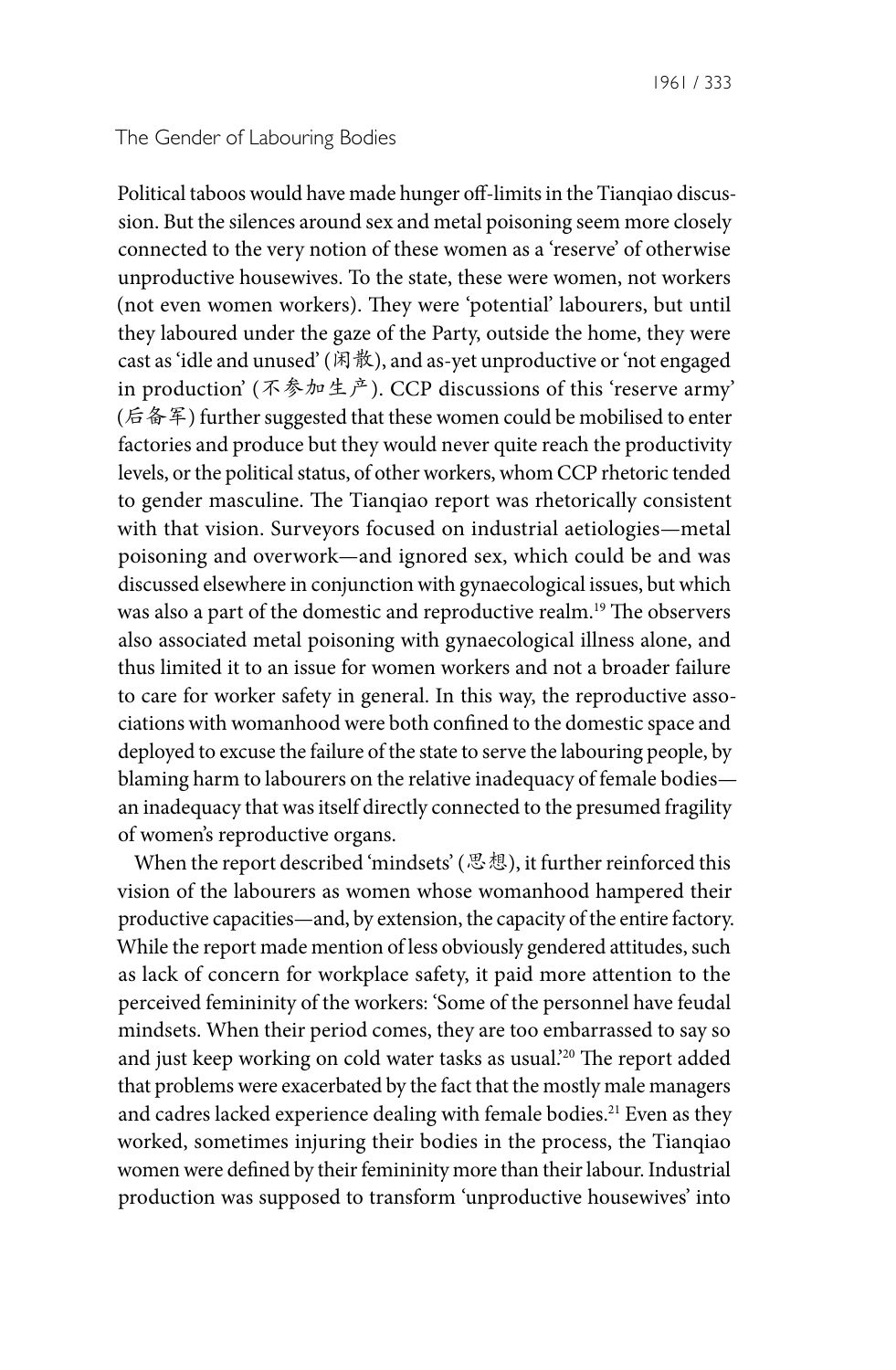## The Gender of Labouring Bodies

Political taboos would have made hunger off-limits in the Tianqiao discussion. But the silences around sex and metal poisoning seem more closely connected to the very notion of these women as a 'reserve' of otherwise unproductive housewives. To the state, these were women, not workers (not even women workers). They were 'potential' labourers, but until they laboured under the gaze of the Party, outside the home, they were cast as 'idle and unused' (闲散), and as-yet unproductive or 'not engaged in production' (不参加生产). CCP discussions of this 'reserve army' (后备军) further suggested that these women could be mobilised to enter factories and produce but they would never quite reach the productivity levels, or the political status, of other workers, whom CCP rhetoric tended to gender masculine. The Tianqiao report was rhetorically consistent with that vision. Surveyors focused on industrial aetiologies—metal poisoning and overwork—and ignored sex, which could be and was discussed elsewhere in conjunction with gynaecological issues, but which was also a part of the domestic and reproductive realm.[19] The observers also associated metal poisoning with gynaecological illness alone, and thus limited it to an issue for women workers and not a broader failure to care for worker safety in general. In this way, the reproductive associations with womanhood were both confined to the domestic space and deployed to excuse the failure of the state to serve the labouring people, by blaming harm to labourers on the relative inadequacy of female bodies—an inadequacy that was itself directly connected to the presumed fragility of women's reproductive organs.

When the report described 'mindsets' (思想), it further reinforced this vision of the labourers as women whose womanhood hampered their productive capacities—and, by extension, the capacity of the entire factory. While the report made mention of less obviously gendered attitudes, such as lack of concern for workplace safety, it paid more attention to the perceived femininity of the workers: 'Some of the personnel have feudal mindsets. When their period comes, they are too embarrassed to say so and just keep working on cold water tasks as usual.'[20] The report added that problems were exacerbated by the fact that the mostly male managers and cadres lacked experience dealing with female bodies.[21] Even as they worked, sometimes injuring their bodies in the process, the Tianqiao women were defined by their femininity more than their labour. Industrial production was supposed to transform 'unproductive housewives' into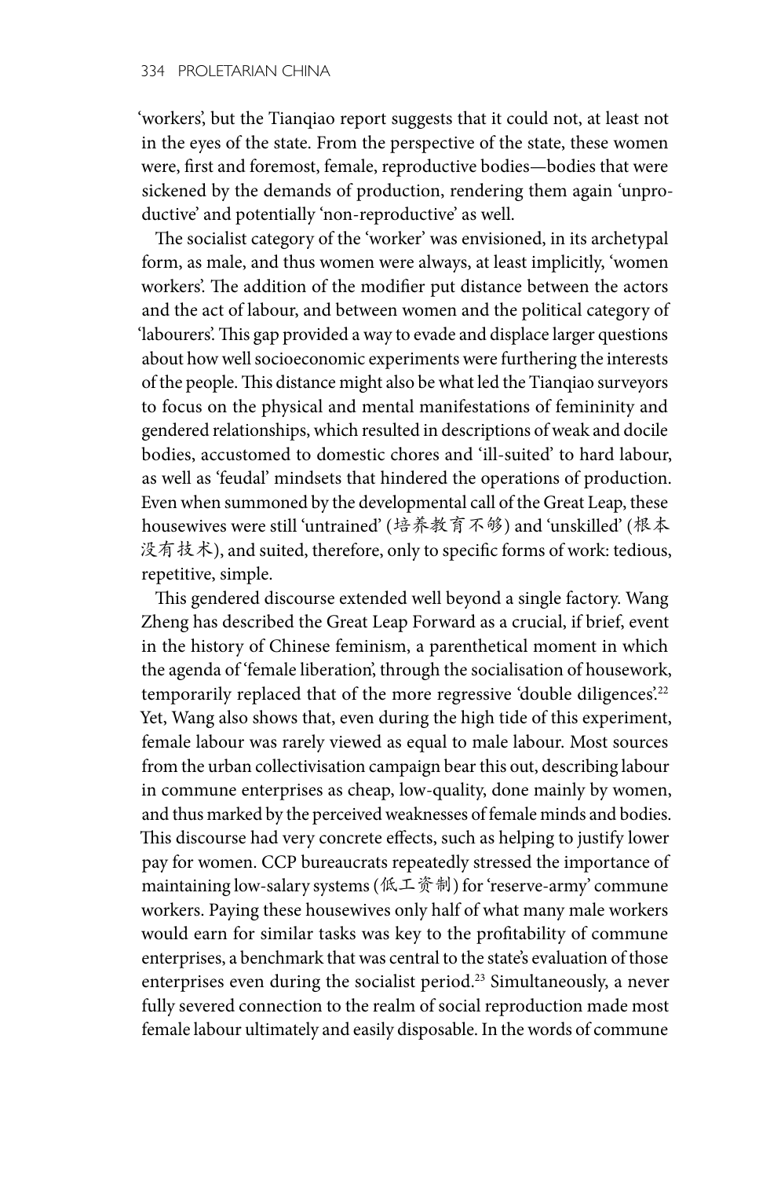'workers', but the Tianqiao report suggests that it could not, at least not in the eyes of the state. From the perspective of the state, these women were, first and foremost, female, reproductive bodies—bodies that were sickened by the demands of production, rendering them again 'unproductive' and potentially 'non-reproductive' as well.

The socialist category of the 'worker' was envisioned, in its archetypal form, as male, and thus women were always, at least implicitly, 'women workers'. The addition of the modifier put distance between the actors and the act of labour, and between women and the political category of 'labourers'. This gap provided a way to evade and displace larger questions about how well socioeconomic experiments were furthering the interests of the people. This distance might also be what led the Tianqiao surveyors to focus on the physical and mental manifestations of femininity and gendered relationships, which resulted in descriptions of weak and docile bodies, accustomed to domestic chores and 'ill-suited' to hard labour, as well as 'feudal' mindsets that hindered the operations of production. Even when summoned by the developmental call of the Great Leap, these housewives were still 'untrained' (培养教育不够) and 'unskilled' (根本没有技术), and suited, therefore, only to specific forms of work: tedious, repetitive, simple.

This gendered discourse extended well beyond a single factory. Wang Zheng has described the Great Leap Forward as a crucial, if brief, event in the history of Chinese feminism, a parenthetical moment in which the agenda of 'female liberation', through the socialisation of housework, temporarily replaced that of the more regressive 'double diligences'.[22] Yet, Wang also shows that, even during the high tide of this experiment, female labour was rarely viewed as equal to male labour. Most sources from the urban collectivisation campaign bear this out, describing labour in commune enterprises as cheap, low-quality, done mainly by women, and thus marked by the perceived weaknesses of female minds and bodies. This discourse had very concrete effects, such as helping to justify lower pay for women. CCP bureaucrats repeatedly stressed the importance of maintaining low-salary systems (低工资制) for 'reserve-army' commune workers. Paying these housewives only half of what many male workers would earn for similar tasks was key to the profitability of commune enterprises, a benchmark that was central to the state's evaluation of those enterprises even during the socialist period.[23] Simultaneously, a never fully severed connection to the realm of social reproduction made most female labour ultimately and easily disposable. In the words of commune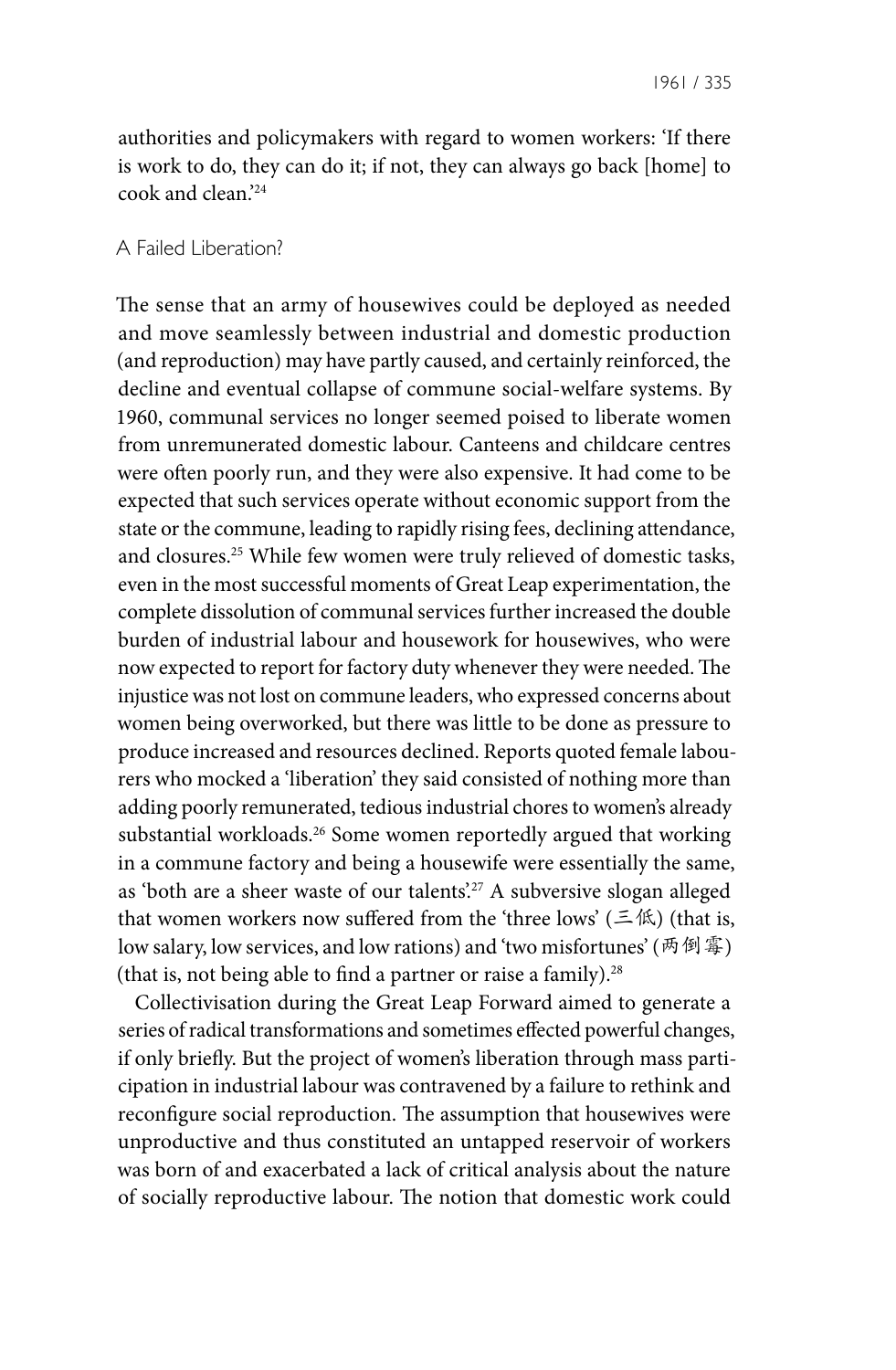authorities and policymakers with regard to women workers: 'If there is work to do, they can do it; if not, they can always go back [home] to cook and clean.'[24]

## A Failed Liberation?

The sense that an army of housewives could be deployed as needed and move seamlessly between industrial and domestic production (and reproduction) may have partly caused, and certainly reinforced, the decline and eventual collapse of commune social-welfare systems. By 1960, communal services no longer seemed poised to liberate women from unremunerated domestic labour. Canteens and childcare centres were often poorly run, and they were also expensive. It had come to be expected that such services operate without economic support from the state or the commune, leading to rapidly rising fees, declining attendance, and closures.[25] While few women were truly relieved of domestic tasks, even in the most successful moments of Great Leap experimentation, the complete dissolution of communal services further increased the double burden of industrial labour and housework for housewives, who were now expected to report for factory duty whenever they were needed. The injustice was not lost on commune leaders, who expressed concerns about women being overworked, but there was little to be done as pressure to produce increased and resources declined. Reports quoted female labourers who mocked a 'liberation' they said consisted of nothing more than adding poorly remunerated, tedious industrial chores to women's already substantial workloads.[26] Some women reportedly argued that working in a commune factory and being a housewife were essentially the same, as 'both are a sheer waste of our talents'.[27] A subversive slogan alleged that women workers now suffered from the 'three lows' (三低) (that is, low salary, low services, and low rations) and 'two misfortunes' (两倒霉) (that is, not being able to find a partner or raise a family).[28]

Collectivisation during the Great Leap Forward aimed to generate a series of radical transformations and sometimes effected powerful changes, if only briefly. But the project of women's liberation through mass participation in industrial labour was contravened by a failure to rethink and reconfigure social reproduction. The assumption that housewives were unproductive and thus constituted an untapped reservoir of workers was born of and exacerbated a lack of critical analysis about the nature of socially reproductive labour. The notion that domestic work could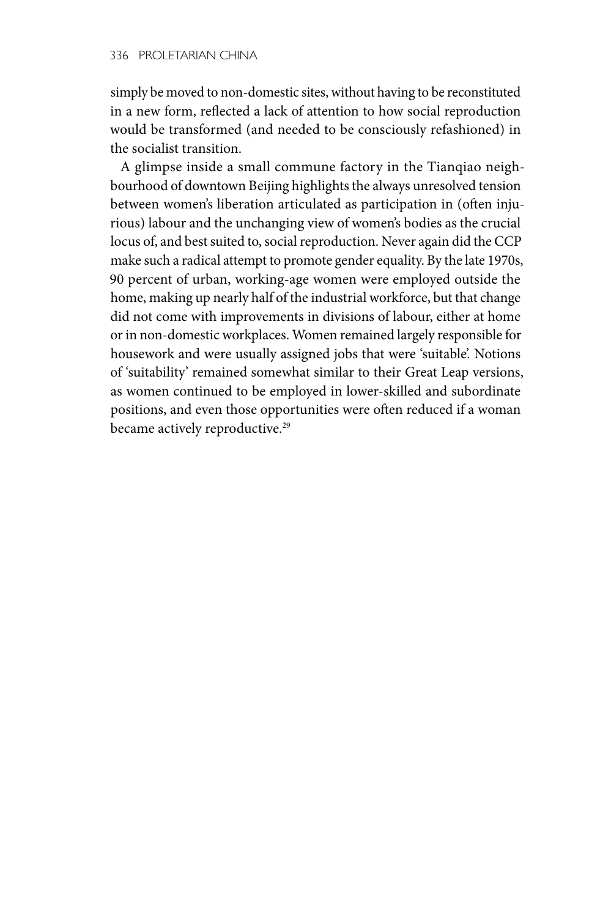simply be moved to non-domestic sites, without having to be reconstituted in a new form, reflected a lack of attention to how social reproduction would be transformed (and needed to be consciously refashioned) in the socialist transition.

A glimpse inside a small commune factory in the Tianqiao neighbourhood of downtown Beijing highlights the always unresolved tension between women's liberation articulated as participation in (often injurious) labour and the unchanging view of women's bodies as the crucial locus of, and best suited to, social reproduction. Never again did the CCP make such a radical attempt to promote gender equality. By the late 1970s, 90 percent of urban, working-age women were employed outside the home, making up nearly half of the industrial workforce, but that change did not come with improvements in divisions of labour, either at home or in non-domestic workplaces. Women remained largely responsible for housework and were usually assigned jobs that were 'suitable'. Notions of 'suitability' remained somewhat similar to their Great Leap versions, as women continued to be employed in lower-skilled and subordinate positions, and even those opportunities were often reduced if a woman became actively reproductive.[29]